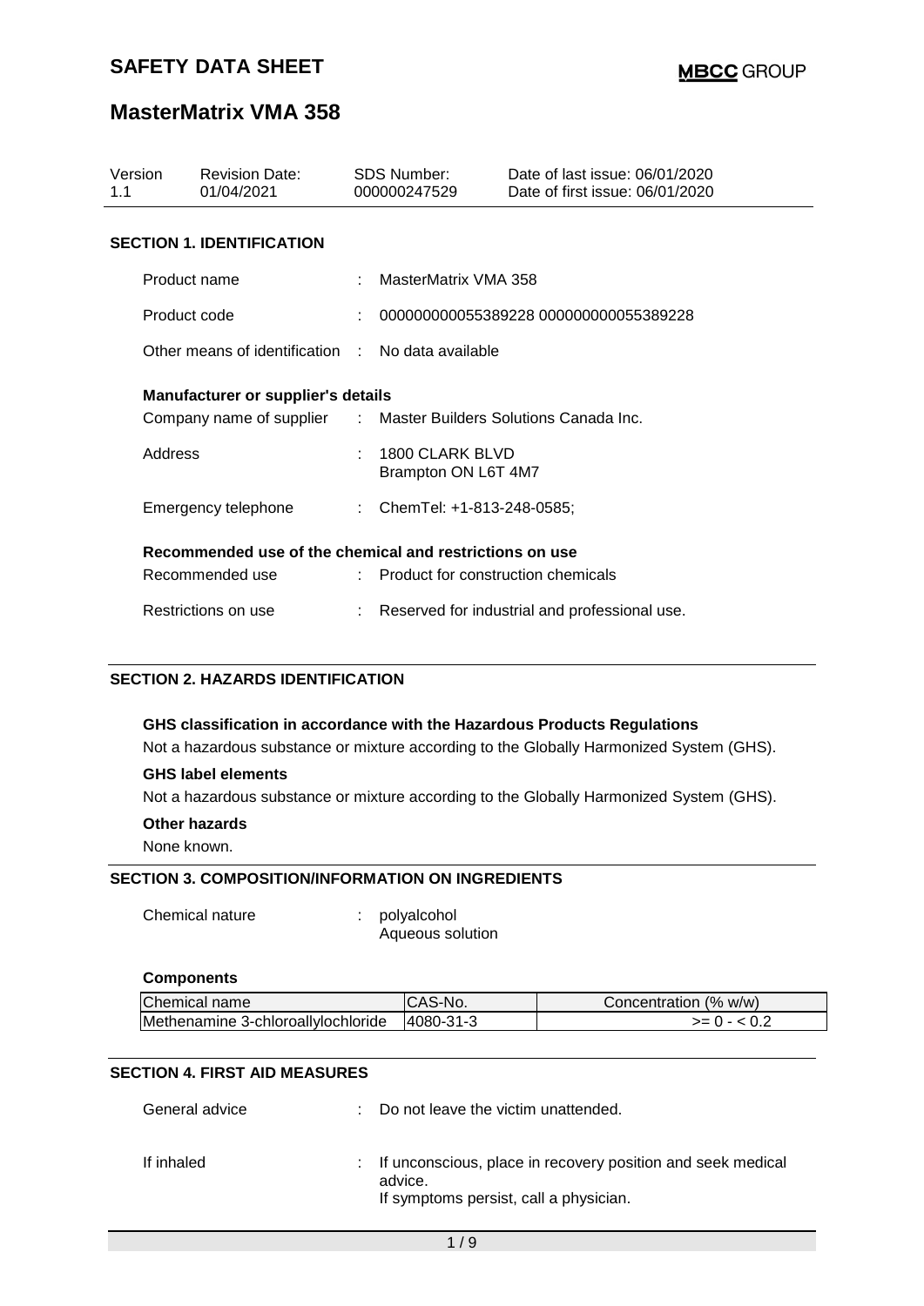# SAFETY DATA SHEET

**MBCC GROUP**

## MasterMatrix VMA 358

| Version | Revision Date: | SDS Number: | Date of last issue: 06/01/2020 |
|---|---|---|---|
| 1.1 | 01/04/2021 | 000000247529 | Date of first issue: 06/01/2020 |

### SECTION 1. IDENTIFICATION

Product name : MasterMatrix VMA 358

Product code : 000000000055389228 000000000055389228

Other means of identification : No data available

**Manufacturer or supplier's details**

Company name of supplier : Master Builders Solutions Canada Inc.

Address : 1800 CLARK BLVD
Brampton ON L6T 4M7

Emergency telephone : ChemTel: +1-813-248-0585;

**Recommended use of the chemical and restrictions on use**

Recommended use : Product for construction chemicals

Restrictions on use : Reserved for industrial and professional use.

### SECTION 2. HAZARDS IDENTIFICATION

**GHS classification in accordance with the Hazardous Products Regulations**

Not a hazardous substance or mixture according to the Globally Harmonized System (GHS).

**GHS label elements**

Not a hazardous substance or mixture according to the Globally Harmonized System (GHS).

**Other hazards**

None known.

### SECTION 3. COMPOSITION/INFORMATION ON INGREDIENTS

Chemical nature : polyalcohol
Aqueous solution

**Components**

| Chemical name | CAS-No. | Concentration (% w/w) |
|---|---|---|
| Methenamine 3-chloroallylochloride | 4080-31-3 | >= 0 - < 0.2 |

### SECTION 4. FIRST AID MEASURES

General advice : Do not leave the victim unattended.

If inhaled : If unconscious, place in recovery position and seek medical advice.
If symptoms persist, call a physician.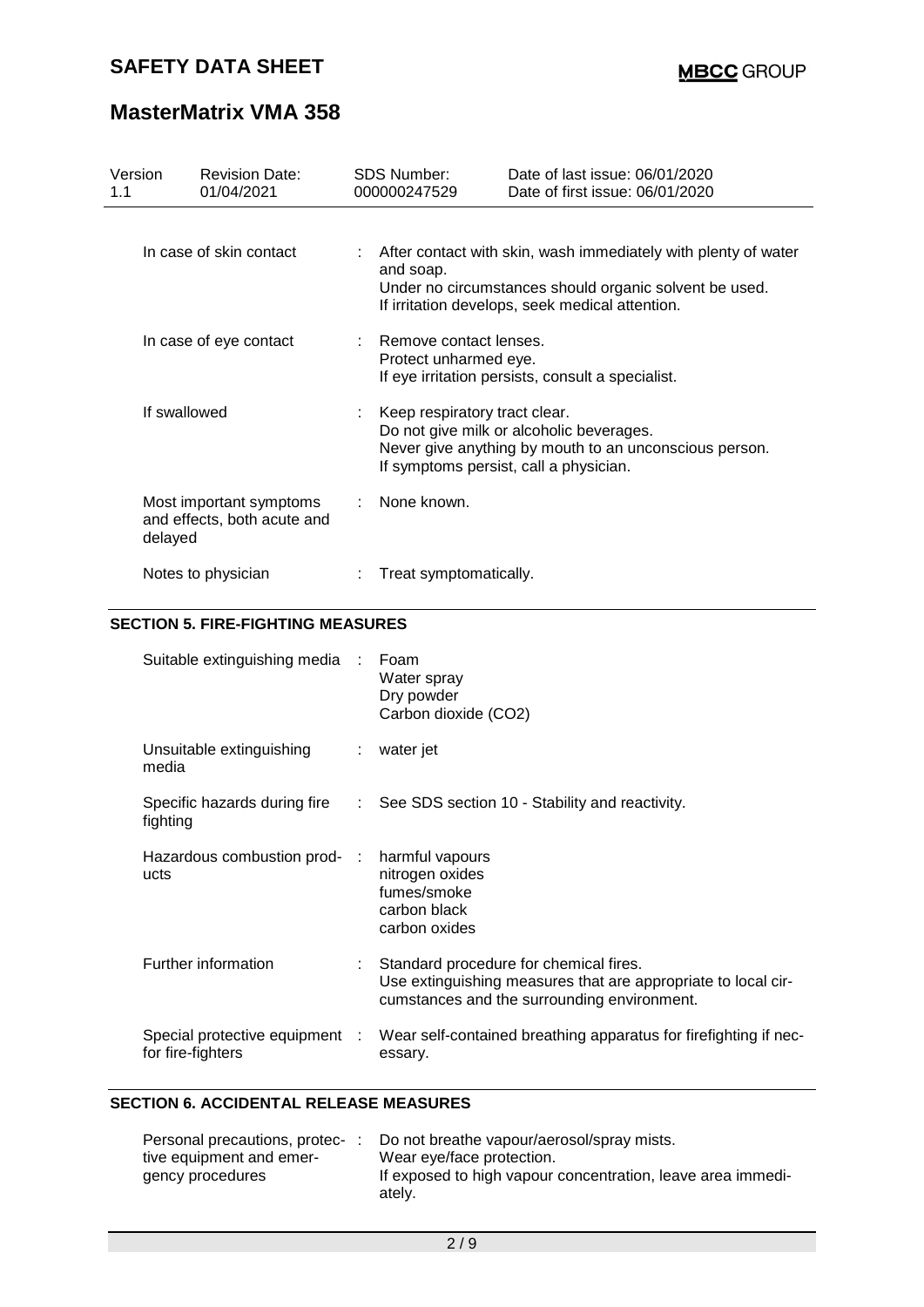| | | | |
|---|---|---|---|
| Version 1.1 | Revision Date: 01/04/2021 | SDS Number: 000000247529 | Date of last issue: 06/01/2020<br>Date of first issue: 06/01/2020 |

| | | |
|---|---|---|
| In case of skin contact | : | After contact with skin, wash immediately with plenty of water and soap.<br>Under no circumstances should organic solvent be used.<br>If irritation develops, seek medical attention. |
| In case of eye contact | : | Remove contact lenses.<br>Protect unharmed eye.<br>If eye irritation persists, consult a specialist. |
| If swallowed | : | Keep respiratory tract clear.<br>Do not give milk or alcoholic beverages.<br>Never give anything by mouth to an unconscious person.<br>If symptoms persist, call a physician. |
| Most important symptoms and effects, both acute and delayed | : | None known. |
| Notes to physician | : | Treat symptomatically. |

## SECTION 5. FIRE-FIGHTING MEASURES

| | | |
|---|---|---|
| Suitable extinguishing media | : | Foam<br>Water spray<br>Dry powder<br>Carbon dioxide ($CO_2$) |
| Unsuitable extinguishing media | : | water jet |
| Specific hazards during fire fighting | : | See SDS section 10 - Stability and reactivity. |
| Hazardous combustion products | : | harmful vapours<br>nitrogen oxides<br>fumes/smoke<br>carbon black<br>carbon oxides |
| Further information | : | Standard procedure for chemical fires.<br>Use extinguishing measures that are appropriate to local circumstances and the surrounding environment. |
| Special protective equipment for fire-fighters | : | Wear self-contained breathing apparatus for firefighting if necessary. |

## SECTION 6. ACCIDENTAL RELEASE MEASURES

| | | |
|---|---|---|
| Personal precautions, protective equipment and emergency procedures | : | Do not breathe vapour/aerosol/spray mists.<br>Wear eye/face protection.<br>If exposed to high vapour concentration, leave area immediately. |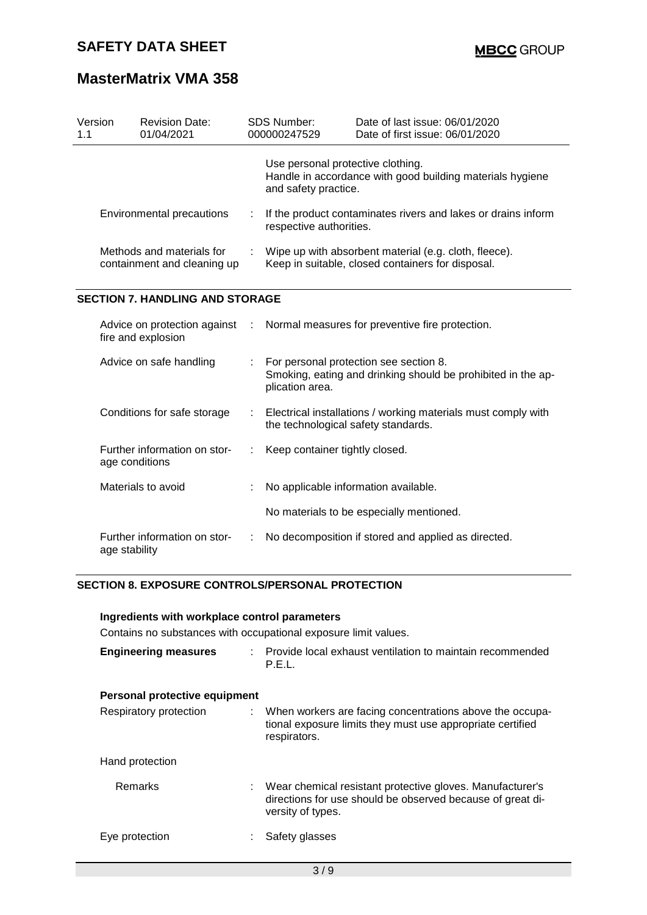Use personal protective clothing.
Handle in accordance with good building materials hygiene and safety practice.

| | | |
|---|---|---|
| Environmental precautions | : | If the product contaminates rivers and lakes or drains inform respective authorities. |
| Methods and materials for containment and cleaning up | : | Wipe up with absorbent material (e.g. cloth, fleece). Keep in suitable, closed containers for disposal. |

## SECTION 7. HANDLING AND STORAGE

| | | |
|---|---|---|
| Advice on protection against fire and explosion | : | Normal measures for preventive fire protection. |
| Advice on safe handling | : | For personal protection see section 8. Smoking, eating and drinking should be prohibited in the application area. |
| Conditions for safe storage | : | Electrical installations / working materials must comply with the technological safety standards. |
| Further information on storage conditions | : | Keep container tightly closed. |
| Materials to avoid | : | No applicable information available. |
| | | No materials to be especially mentioned. |
| Further information on storage stability | : | No decomposition if stored and applied as directed. |

## SECTION 8. EXPOSURE CONTROLS/PERSONAL PROTECTION

**Ingredients with workplace control parameters**

Contains no substances with occupational exposure limit values.

| | | |
|---|---|---|
| **Engineering measures** | : | Provide local exhaust ventilation to maintain recommended P.E.L. |

**Personal protective equipment**

| | | |
|---|---|---|
| Respiratory protection | : | When workers are facing concentrations above the occupational exposure limits they must use appropriate certified respirators. |
| Hand protection | | |
| Remarks | : | Wear chemical resistant protective gloves. Manufacturer's directions for use should be observed because of great diversity of types. |
| Eye protection | : | Safety glasses |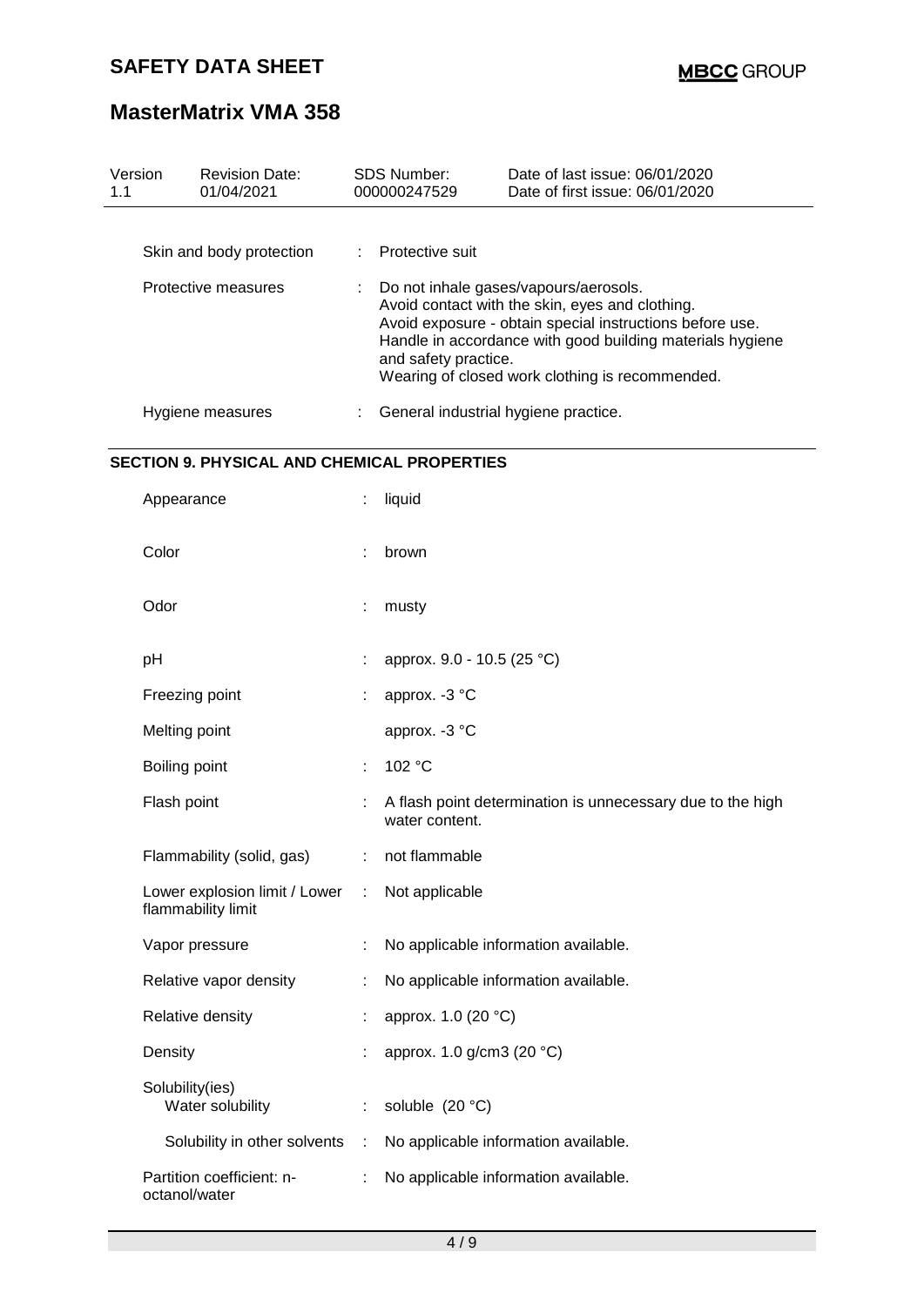| | | |
|---|---|---|
| Skin and body protection | : | Protective suit |
| Protective measures | : | Do not inhale gases/vapours/aerosols.<br>Avoid contact with the skin, eyes and clothing.<br>Avoid exposure - obtain special instructions before use.<br>Handle in accordance with good building materials hygiene and safety practice.<br>Wearing of closed work clothing is recommended. |
| Hygiene measures | : | General industrial hygiene practice. |

## SECTION 9. PHYSICAL AND CHEMICAL PROPERTIES

| | | |
|---|---|---|
| Appearance | : | liquid |
| Color | : | brown |
| Odor | : | musty |
| pH | : | approx. 9.0 - 10.5 (25 °C) |
| Freezing point | : | approx. -3 °C |
| Melting point | | approx. -3 °C |
| Boiling point | : | 102 °C |
| Flash point | : | A flash point determination is unnecessary due to the high water content. |
| Flammability (solid, gas) | : | not flammable |
| Lower explosion limit / Lower flammability limit | : | Not applicable |
| Vapor pressure | : | No applicable information available. |
| Relative vapor density | : | No applicable information available. |
| Relative density | : | approx. 1.0 (20 °C) |
| Density | : | approx. 1.0 g/cm3 (20 °C) |
| Solubility(ies)<br>Water solubility | : | soluble (20 °C) |
| Solubility in other solvents | : | No applicable information available. |
| Partition coefficient: n-octanol/water | : | No applicable information available. |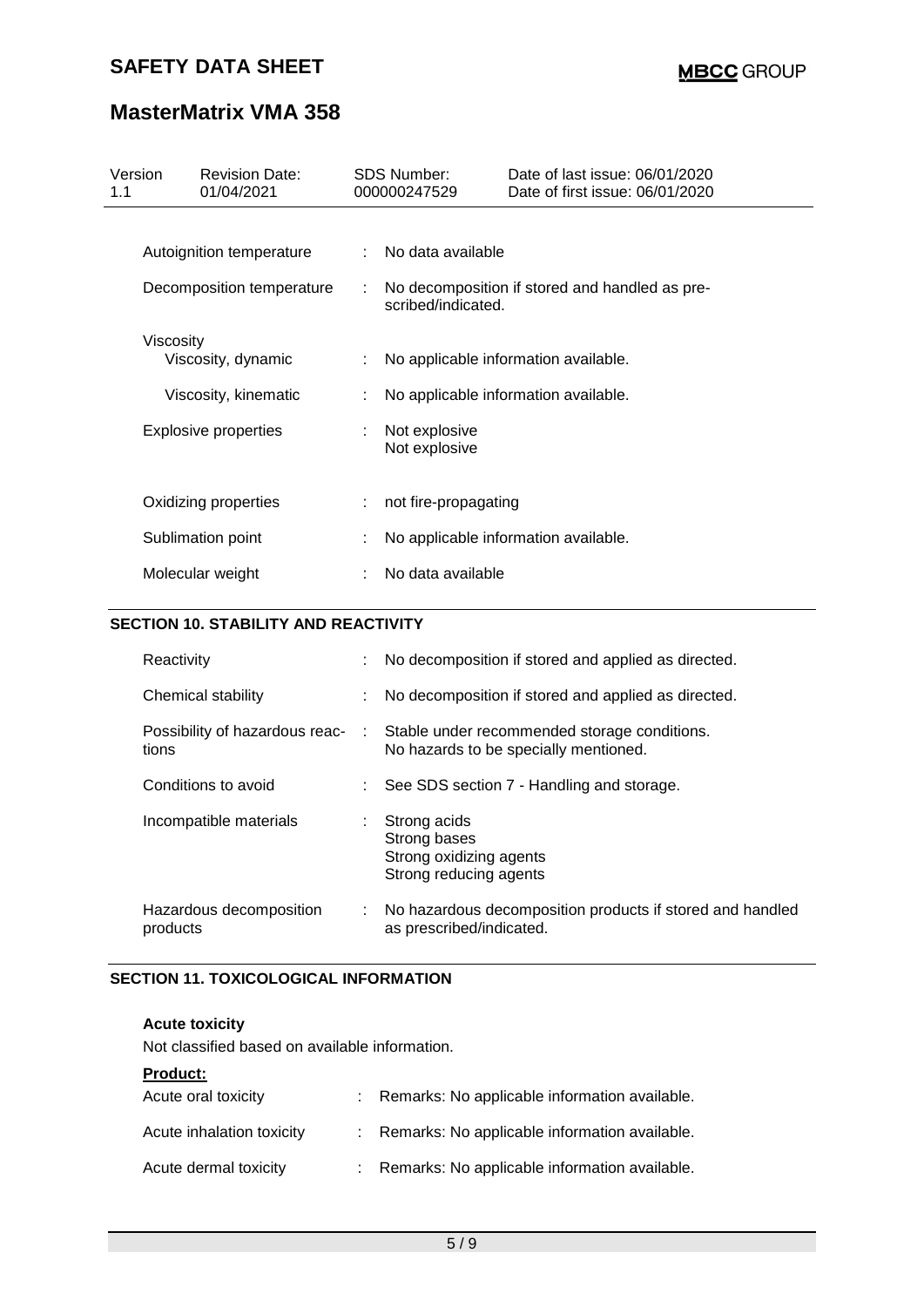| Version | Revision Date: | SDS Number: | Date of last issue: 06/01/2020 |
|---|---|---|---|
| 1.1 | 01/04/2021 | 000000247529 | Date of first issue: 06/01/2020 |

| | | |
|---|---|---|
| Autoignition temperature | : | No data available |
| Decomposition temperature | : | No decomposition if stored and handled as prescribed/indicated. |
| Viscosity | | |
| Viscosity, dynamic | : | No applicable information available. |
| Viscosity, kinematic | : | No applicable information available. |
| Explosive properties | : | Not explosive<br>Not explosive |
| Oxidizing properties | : | not fire-propagating |
| Sublimation point | : | No applicable information available. |
| Molecular weight | : | No data available |

## SECTION 10. STABILITY AND REACTIVITY

| | | |
|---|---|---|
| Reactivity | : | No decomposition if stored and applied as directed. |
| Chemical stability | : | No decomposition if stored and applied as directed. |
| Possibility of hazardous reactions | : | Stable under recommended storage conditions.<br>No hazards to be specially mentioned. |
| Conditions to avoid | : | See SDS section 7 - Handling and storage. |
| Incompatible materials | : | Strong acids<br>Strong bases<br>Strong oxidizing agents<br>Strong reducing agents |
| Hazardous decomposition products | : | No hazardous decomposition products if stored and handled as prescribed/indicated. |

## SECTION 11. TOXICOLOGICAL INFORMATION

**Acute toxicity**

Not classified based on available information.

**Product:**

| | | |
|---|---|---|
| Acute oral toxicity | : | Remarks: No applicable information available. |
| Acute inhalation toxicity | : | Remarks: No applicable information available. |
| Acute dermal toxicity | : | Remarks: No applicable information available. |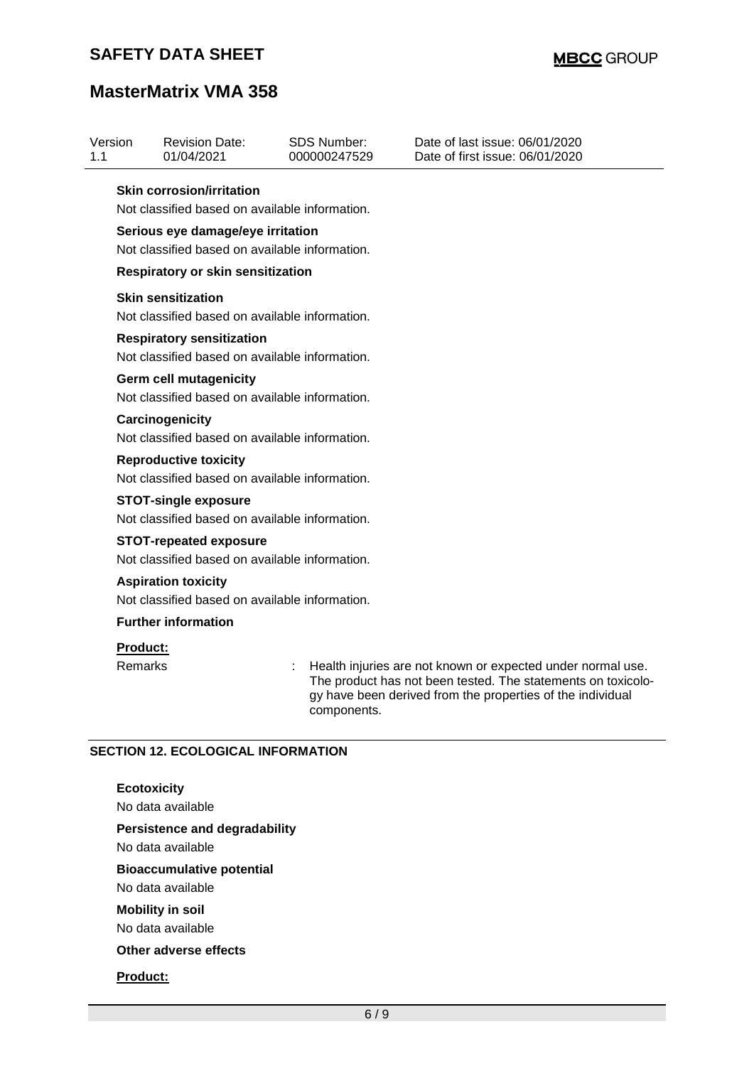**Skin corrosion/irritation**

Not classified based on available information.

**Serious eye damage/eye irritation**

Not classified based on available information.

**Respiratory or skin sensitization**

**Skin sensitization**

Not classified based on available information.

**Respiratory sensitization**

Not classified based on available information.

**Germ cell mutagenicity**

Not classified based on available information.

**Carcinogenicity**

Not classified based on available information.

**Reproductive toxicity**

Not classified based on available information.

**STOT-single exposure**

Not classified based on available information.

**STOT-repeated exposure**

Not classified based on available information.

**Aspiration toxicity**

Not classified based on available information.

**Further information**

**Product:**

Remarks : Health injuries are not known or expected under normal use. The product has not been tested. The statements on toxicology have been derived from the properties of the individual components.

## SECTION 12. ECOLOGICAL INFORMATION

**Ecotoxicity**

No data available

**Persistence and degradability**

No data available

**Bioaccumulative potential**

No data available

**Mobility in soil**

No data available

**Other adverse effects**

**Product:**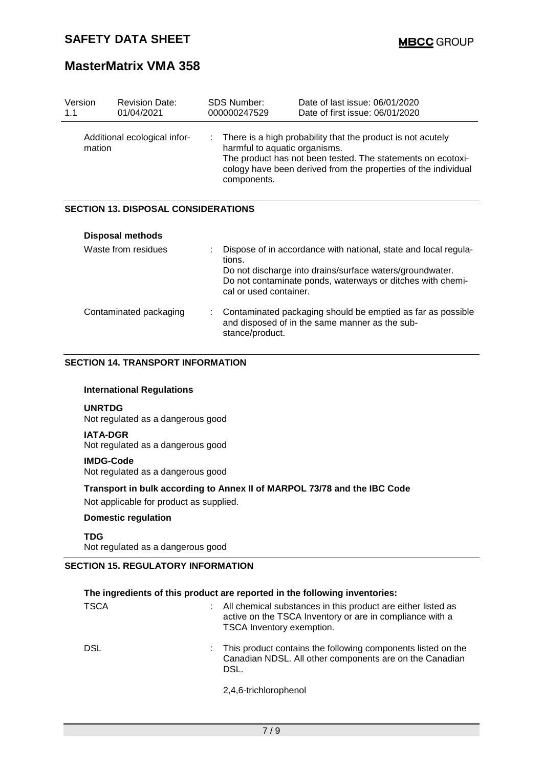| | | | |
|---|---|---|---|
| Version 1.1 | Revision Date: 01/04/2021 | SDS Number: 000000247529 | Date of last issue: 06/01/2020<br>Date of first issue: 06/01/2020 |

Additional ecological information : There is a high probability that the product is not acutely harmful to aquatic organisms.
The product has not been tested. The statements on ecotoxicology have been derived from the properties of the individual components.

## SECTION 13. DISPOSAL CONSIDERATIONS

**Disposal methods**

Waste from residues : Dispose of in accordance with national, state and local regulations.
Do not discharge into drains/surface waters/groundwater.
Do not contaminate ponds, waterways or ditches with chemical or used container.

Contaminated packaging : Contaminated packaging should be emptied as far as possible and disposed of in the same manner as the substance/product.

## SECTION 14. TRANSPORT INFORMATION

**International Regulations**

**UNRTDG**
Not regulated as a dangerous good

**IATA-DGR**
Not regulated as a dangerous good

**IMDG-Code**
Not regulated as a dangerous good

**Transport in bulk according to Annex II of MARPOL 73/78 and the IBC Code**
Not applicable for product as supplied.

**Domestic regulation**

**TDG**
Not regulated as a dangerous good

## SECTION 15. REGULATORY INFORMATION

**The ingredients of this product are reported in the following inventories:**

TSCA : All chemical substances in this product are either listed as active on the TSCA Inventory or are in compliance with a TSCA Inventory exemption.

DSL : This product contains the following components listed on the Canadian NDSL. All other components are on the Canadian DSL.

2,4,6-trichlorophenol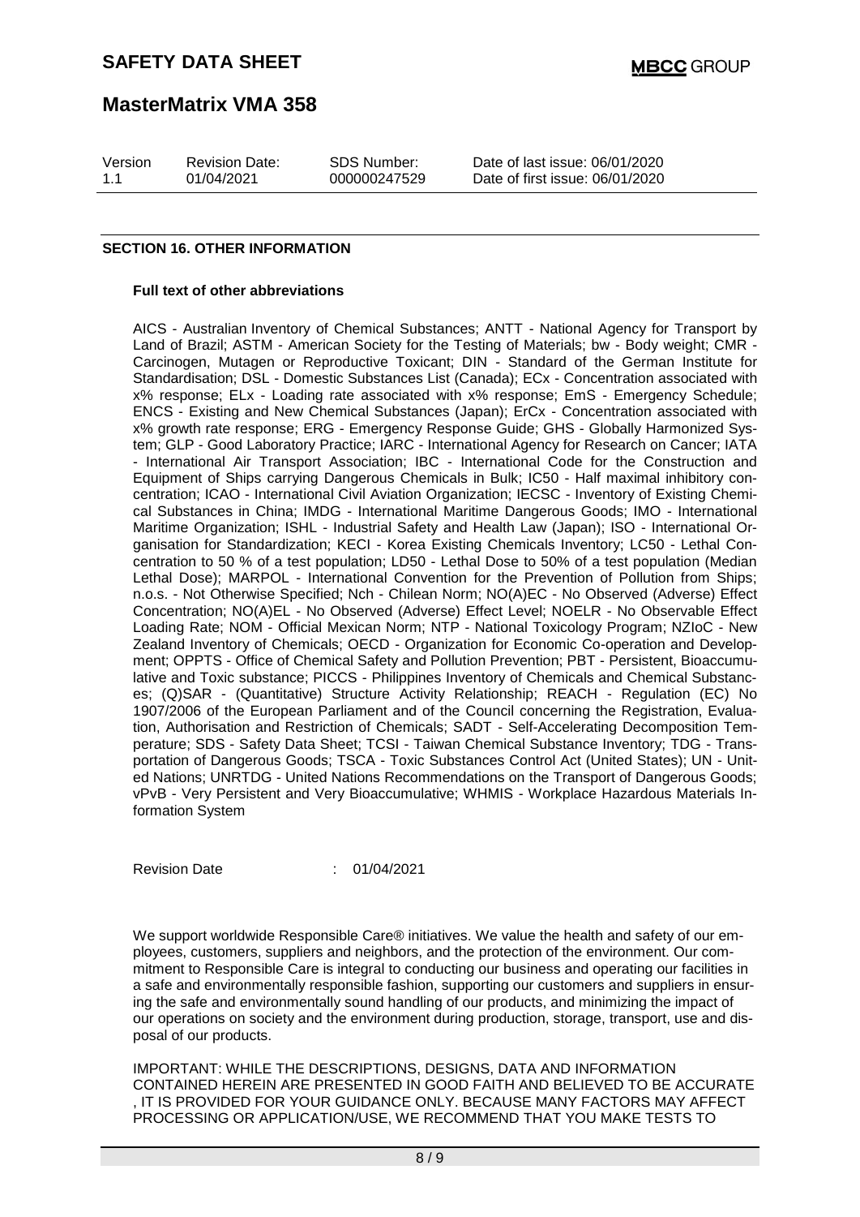## SECTION 16. OTHER INFORMATION

**Full text of other abbreviations**

AICS - Australian Inventory of Chemical Substances; ANTT - National Agency for Transport by Land of Brazil; ASTM - American Society for the Testing of Materials; bw - Body weight; CMR - Carcinogen, Mutagen or Reproductive Toxicant; DIN - Standard of the German Institute for Standardisation; DSL - Domestic Substances List (Canada); ECx - Concentration associated with x% response; ELx - Loading rate associated with x% response; EmS - Emergency Schedule; ENCS - Existing and New Chemical Substances (Japan); ErCx - Concentration associated with x% growth rate response; ERG - Emergency Response Guide; GHS - Globally Harmonized System; GLP - Good Laboratory Practice; IARC - International Agency for Research on Cancer; IATA - International Air Transport Association; IBC - International Code for the Construction and Equipment of Ships carrying Dangerous Chemicals in Bulk; IC50 - Half maximal inhibitory concentration; ICAO - International Civil Aviation Organization; IECSC - Inventory of Existing Chemical Substances in China; IMDG - International Maritime Dangerous Goods; IMO - International Maritime Organization; ISHL - Industrial Safety and Health Law (Japan); ISO - International Organisation for Standardization; KECI - Korea Existing Chemicals Inventory; LC50 - Lethal Concentration to 50 % of a test population; LD50 - Lethal Dose to 50% of a test population (Median Lethal Dose); MARPOL - International Convention for the Prevention of Pollution from Ships; n.o.s. - Not Otherwise Specified; Nch - Chilean Norm; NO(A)EC - No Observed (Adverse) Effect Concentration; NO(A)EL - No Observed (Adverse) Effect Level; NOELR - No Observable Effect Loading Rate; NOM - Official Mexican Norm; NTP - National Toxicology Program; NZIoC - New Zealand Inventory of Chemicals; OECD - Organization for Economic Co-operation and Development; OPPTS - Office of Chemical Safety and Pollution Prevention; PBT - Persistent, Bioaccumulative and Toxic substance; PICCS - Philippines Inventory of Chemicals and Chemical Substances; (Q)SAR - (Quantitative) Structure Activity Relationship; REACH - Regulation (EC) No 1907/2006 of the European Parliament and of the Council concerning the Registration, Evaluation, Authorisation and Restriction of Chemicals; SADT - Self-Accelerating Decomposition Temperature; SDS - Safety Data Sheet; TCSI - Taiwan Chemical Substance Inventory; TDG - Transportation of Dangerous Goods; TSCA - Toxic Substances Control Act (United States); UN - United Nations; UNRTDG - United Nations Recommendations on the Transport of Dangerous Goods; vPvB - Very Persistent and Very Bioaccumulative; WHMIS - Workplace Hazardous Materials Information System

Revision Date : 01/04/2021

We support worldwide Responsible Care® initiatives. We value the health and safety of our employees, customers, suppliers and neighbors, and the protection of the environment. Our commitment to Responsible Care is integral to conducting our business and operating our facilities in a safe and environmentally responsible fashion, supporting our customers and suppliers in ensuring the safe and environmentally sound handling of our products, and minimizing the impact of our operations on society and the environment during production, storage, transport, use and disposal of our products.

IMPORTANT: WHILE THE DESCRIPTIONS, DESIGNS, DATA AND INFORMATION CONTAINED HEREIN ARE PRESENTED IN GOOD FAITH AND BELIEVED TO BE ACCURATE , IT IS PROVIDED FOR YOUR GUIDANCE ONLY. BECAUSE MANY FACTORS MAY AFFECT PROCESSING OR APPLICATION/USE, WE RECOMMEND THAT YOU MAKE TESTS TO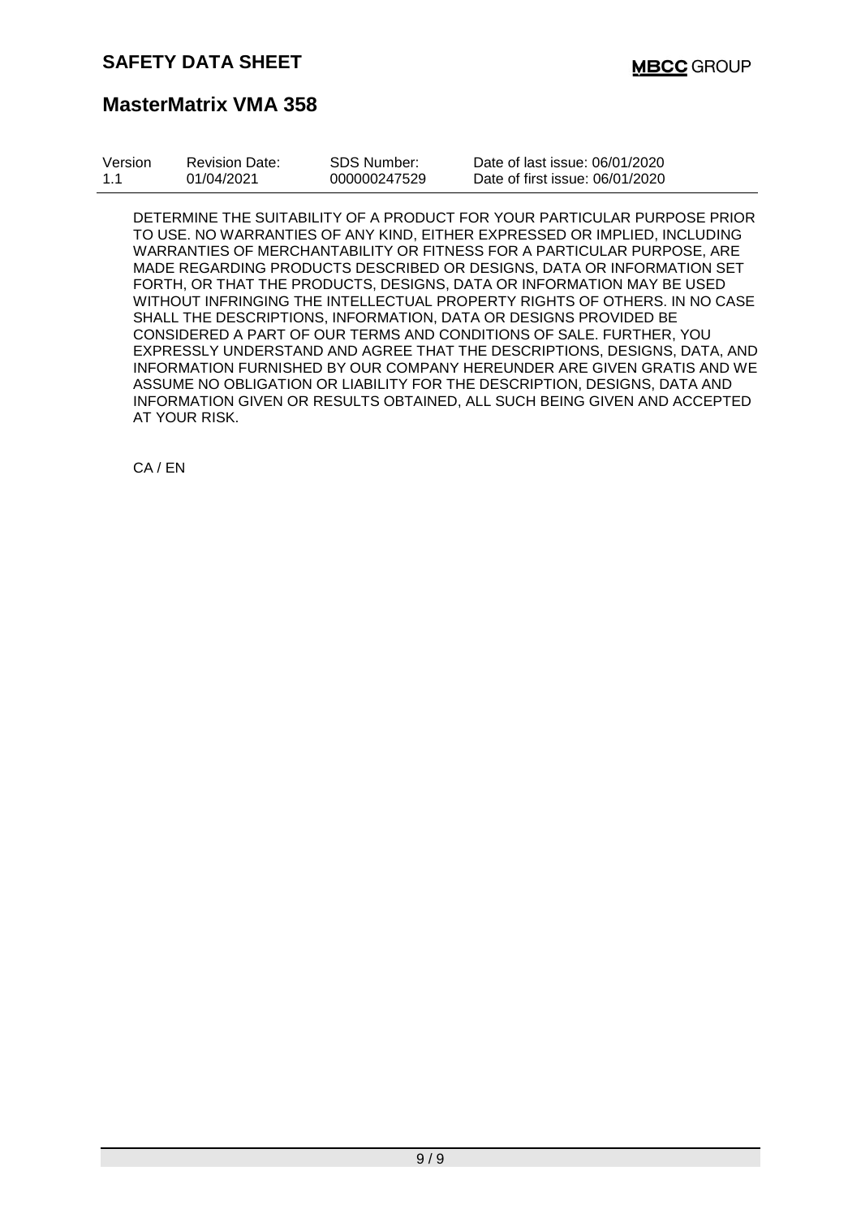DETERMINE THE SUITABILITY OF A PRODUCT FOR YOUR PARTICULAR PURPOSE PRIOR TO USE. NO WARRANTIES OF ANY KIND, EITHER EXPRESSED OR IMPLIED, INCLUDING WARRANTIES OF MERCHANTABILITY OR FITNESS FOR A PARTICULAR PURPOSE, ARE MADE REGARDING PRODUCTS DESCRIBED OR DESIGNS, DATA OR INFORMATION SET FORTH, OR THAT THE PRODUCTS, DESIGNS, DATA OR INFORMATION MAY BE USED WITHOUT INFRINGING THE INTELLECTUAL PROPERTY RIGHTS OF OTHERS. IN NO CASE SHALL THE DESCRIPTIONS, INFORMATION, DATA OR DESIGNS PROVIDED BE CONSIDERED A PART OF OUR TERMS AND CONDITIONS OF SALE. FURTHER, YOU EXPRESSLY UNDERSTAND AND AGREE THAT THE DESCRIPTIONS, DESIGNS, DATA, AND INFORMATION FURNISHED BY OUR COMPANY HEREUNDER ARE GIVEN GRATIS AND WE ASSUME NO OBLIGATION OR LIABILITY FOR THE DESCRIPTION, DESIGNS, DATA AND INFORMATION GIVEN OR RESULTS OBTAINED, ALL SUCH BEING GIVEN AND ACCEPTED AT YOUR RISK.

CA / EN